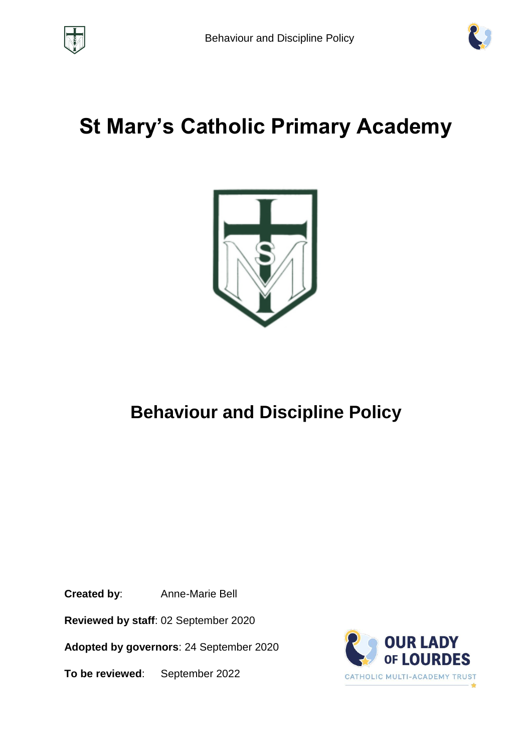# St Mary's Catholic Primary Academy

## Behaviour and Discipline Policy

**Created by**: Anne-Marie Bell

**Reviewed by staff**: 02 September 2020

**Adopted by governors**: 24 September 2020

**To be reviewed**: September 2022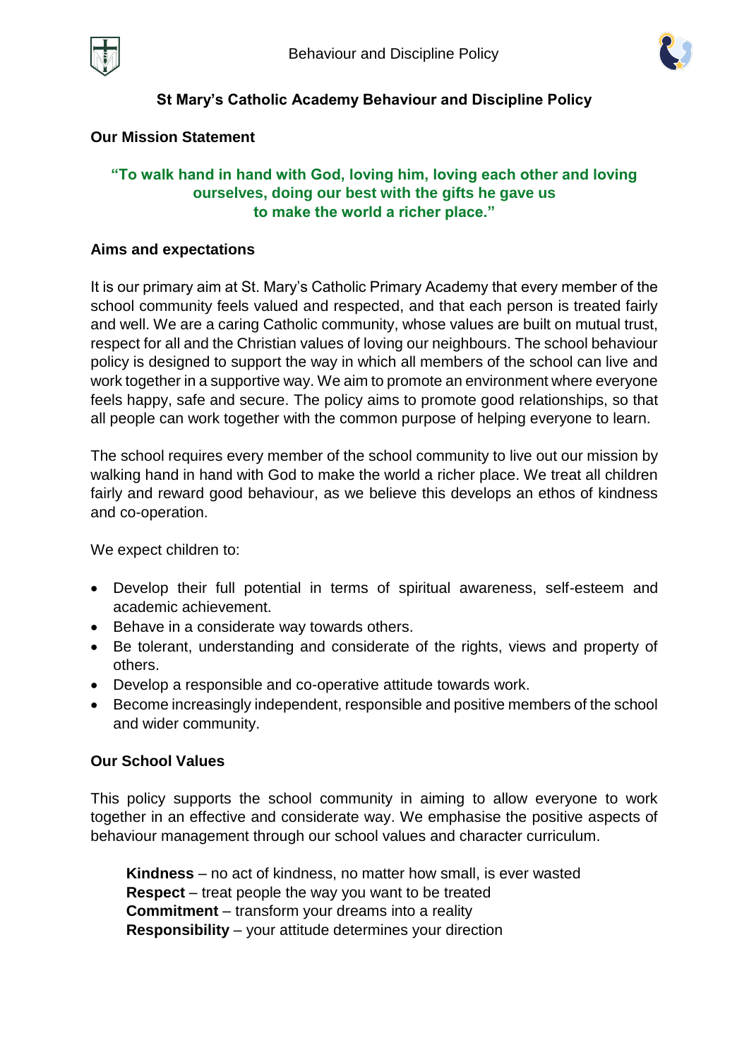# St Mary's Catholic Academy Behaviour and Discipline Policy

## Our Mission Statement

**"To walk hand in hand with God, loving him, loving each other and loving ourselves, doing our best with the gifts he gave us to make the world a richer place."**

## Aims and expectations

It is our primary aim at St. Mary's Catholic Primary Academy that every member of the school community feels valued and respected, and that each person is treated fairly and well. We are a caring Catholic community, whose values are built on mutual trust, respect for all and the Christian values of loving our neighbours. The school behaviour policy is designed to support the way in which all members of the school can live and work together in a supportive way. We aim to promote an environment where everyone feels happy, safe and secure. The policy aims to promote good relationships, so that all people can work together with the common purpose of helping everyone to learn.

The school requires every member of the school community to live out our mission by walking hand in hand with God to make the world a richer place. We treat all children fairly and reward good behaviour, as we believe this develops an ethos of kindness and co-operation.

We expect children to:

- Develop their full potential in terms of spiritual awareness, self-esteem and academic achievement.
- Behave in a considerate way towards others.
- Be tolerant, understanding and considerate of the rights, views and property of others.
- Develop a responsible and co-operative attitude towards work.
- Become increasingly independent, responsible and positive members of the school and wider community.

## Our School Values

This policy supports the school community in aiming to allow everyone to work together in an effective and considerate way. We emphasise the positive aspects of behaviour management through our school values and character curriculum.

**Kindness** – no act of kindness, no matter how small, is ever wasted
**Respect** – treat people the way you want to be treated
**Commitment** – transform your dreams into a reality
**Responsibility** – your attitude determines your direction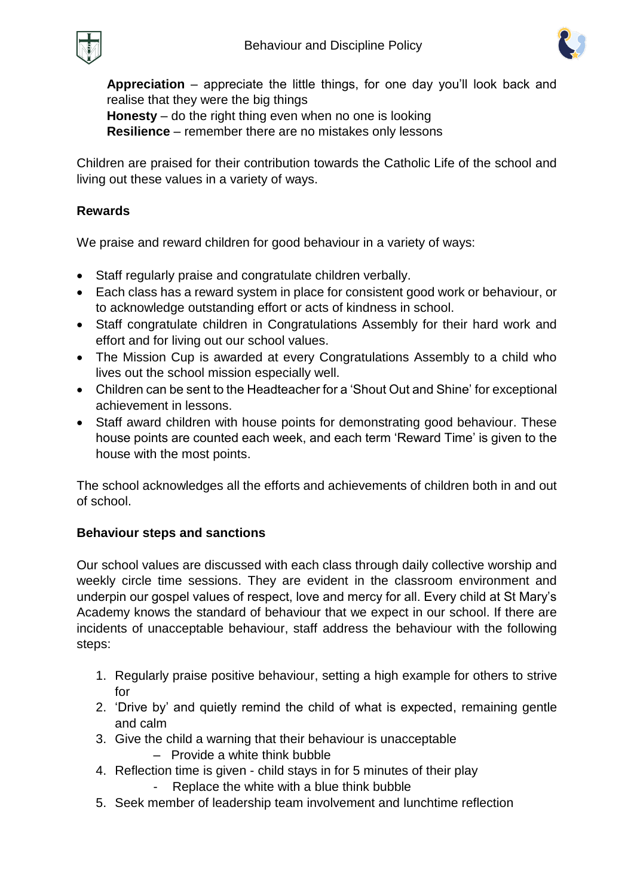**Appreciation** – appreciate the little things, for one day you'll look back and realise that they were the big things
**Honesty** – do the right thing even when no one is looking
**Resilience** – remember there are no mistakes only lessons

Children are praised for their contribution towards the Catholic Life of the school and living out these values in a variety of ways.

**Rewards**

We praise and reward children for good behaviour in a variety of ways:

- Staff regularly praise and congratulate children verbally.
- Each class has a reward system in place for consistent good work or behaviour, or to acknowledge outstanding effort or acts of kindness in school.
- Staff congratulate children in Congratulations Assembly for their hard work and effort and for living out our school values.
- The Mission Cup is awarded at every Congratulations Assembly to a child who lives out the school mission especially well.
- Children can be sent to the Headteacher for a 'Shout Out and Shine' for exceptional achievement in lessons.
- Staff award children with house points for demonstrating good behaviour. These house points are counted each week, and each term 'Reward Time' is given to the house with the most points.

The school acknowledges all the efforts and achievements of children both in and out of school.

**Behaviour steps and sanctions**

Our school values are discussed with each class through daily collective worship and weekly circle time sessions. They are evident in the classroom environment and underpin our gospel values of respect, love and mercy for all. Every child at St Mary's Academy knows the standard of behaviour that we expect in our school. If there are incidents of unacceptable behaviour, staff address the behaviour with the following steps:

1. Regularly praise positive behaviour, setting a high example for others to strive for
2. 'Drive by' and quietly remind the child of what is expected, remaining gentle and calm
3. Give the child a warning that their behaviour is unacceptable
   - Provide a white think bubble
4. Reflection time is given - child stays in for 5 minutes of their play
   - Replace the white with a blue think bubble
5. Seek member of leadership team involvement and lunchtime reflection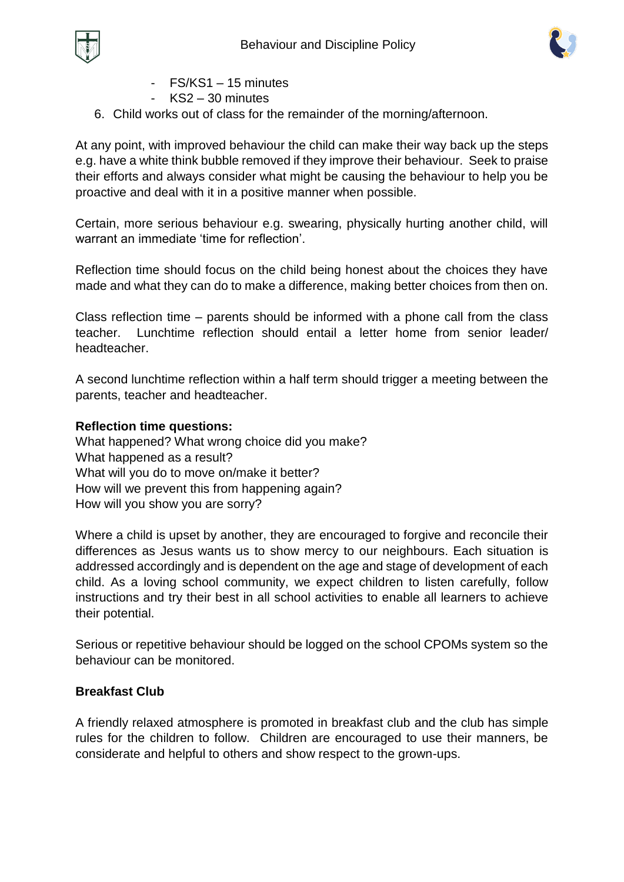- FS/KS1 – 15 minutes
- KS2 – 30 minutes

6. Child works out of class for the remainder of the morning/afternoon.

At any point, with improved behaviour the child can make their way back up the steps e.g. have a white think bubble removed if they improve their behaviour. Seek to praise their efforts and always consider what might be causing the behaviour to help you be proactive and deal with it in a positive manner when possible.

Certain, more serious behaviour e.g. swearing, physically hurting another child, will warrant an immediate 'time for reflection'.

Reflection time should focus on the child being honest about the choices they have made and what they can do to make a difference, making better choices from then on.

Class reflection time – parents should be informed with a phone call from the class teacher. Lunchtime reflection should entail a letter home from senior leader/ headteacher.

A second lunchtime reflection within a half term should trigger a meeting between the parents, teacher and headteacher.

**Reflection time questions:**
What happened? What wrong choice did you make?
What happened as a result?
What will you do to move on/make it better?
How will we prevent this from happening again?
How will you show you are sorry?

Where a child is upset by another, they are encouraged to forgive and reconcile their differences as Jesus wants us to show mercy to our neighbours. Each situation is addressed accordingly and is dependent on the age and stage of development of each child. As a loving school community, we expect children to listen carefully, follow instructions and try their best in all school activities to enable all learners to achieve their potential.

Serious or repetitive behaviour should be logged on the school CPOMs system so the behaviour can be monitored.

**Breakfast Club**

A friendly relaxed atmosphere is promoted in breakfast club and the club has simple rules for the children to follow. Children are encouraged to use their manners, be considerate and helpful to others and show respect to the grown-ups.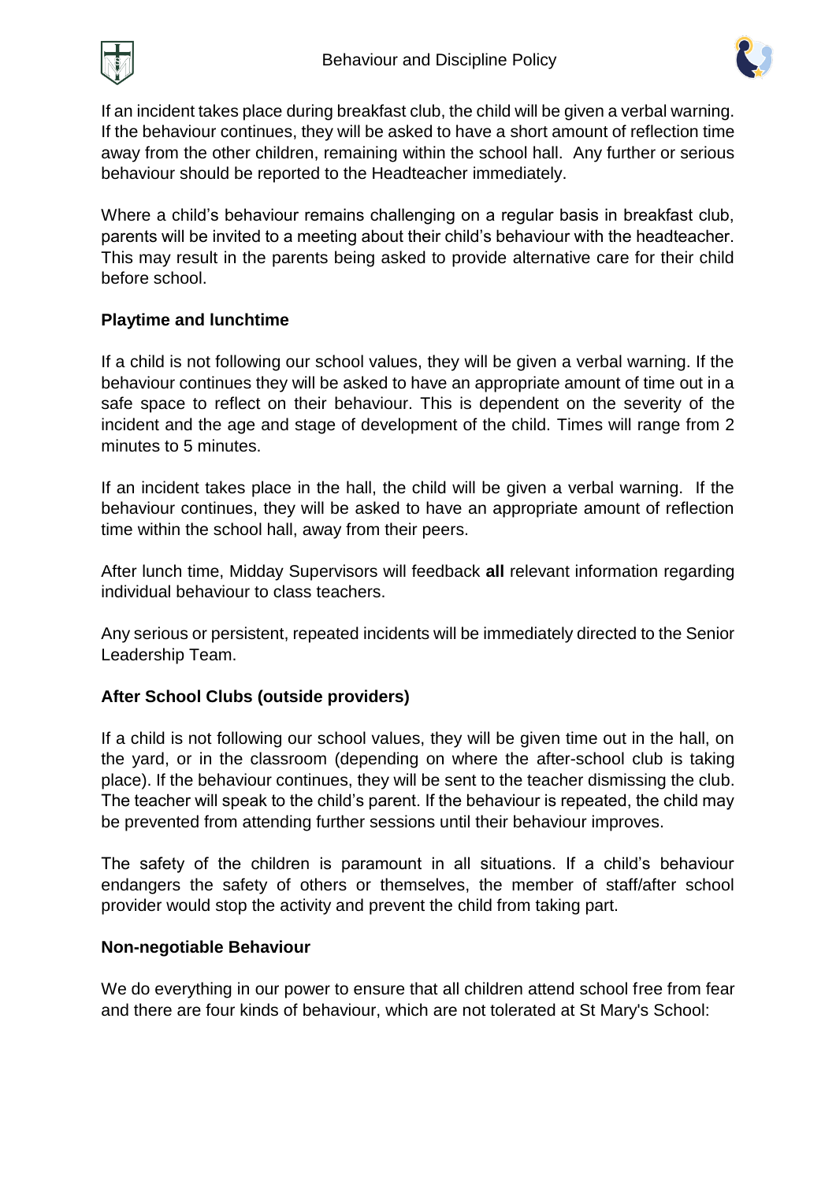If an incident takes place during breakfast club, the child will be given a verbal warning. If the behaviour continues, they will be asked to have a short amount of reflection time away from the other children, remaining within the school hall. Any further or serious behaviour should be reported to the Headteacher immediately.

Where a child's behaviour remains challenging on a regular basis in breakfast club, parents will be invited to a meeting about their child's behaviour with the headteacher. This may result in the parents being asked to provide alternative care for their child before school.

**Playtime and lunchtime**

If a child is not following our school values, they will be given a verbal warning. If the behaviour continues they will be asked to have an appropriate amount of time out in a safe space to reflect on their behaviour. This is dependent on the severity of the incident and the age and stage of development of the child. Times will range from 2 minutes to 5 minutes.

If an incident takes place in the hall, the child will be given a verbal warning. If the behaviour continues, they will be asked to have an appropriate amount of reflection time within the school hall, away from their peers.

After lunch time, Midday Supervisors will feedback **all** relevant information regarding individual behaviour to class teachers.

Any serious or persistent, repeated incidents will be immediately directed to the Senior Leadership Team.

**After School Clubs (outside providers)**

If a child is not following our school values, they will be given time out in the hall, on the yard, or in the classroom (depending on where the after-school club is taking place). If the behaviour continues, they will be sent to the teacher dismissing the club. The teacher will speak to the child's parent. If the behaviour is repeated, the child may be prevented from attending further sessions until their behaviour improves.

The safety of the children is paramount in all situations. If a child's behaviour endangers the safety of others or themselves, the member of staff/after school provider would stop the activity and prevent the child from taking part.

**Non-negotiable Behaviour**

We do everything in our power to ensure that all children attend school free from fear and there are four kinds of behaviour, which are not tolerated at St Mary's School: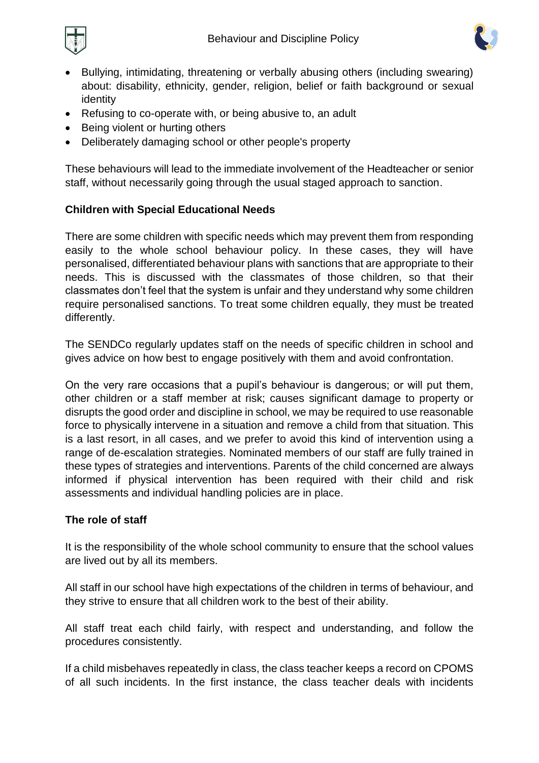- Bullying, intimidating, threatening or verbally abusing others (including swearing) about: disability, ethnicity, gender, religion, belief or faith background or sexual identity
- Refusing to co-operate with, or being abusive to, an adult
- Being violent or hurting others
- Deliberately damaging school or other people's property

These behaviours will lead to the immediate involvement of the Headteacher or senior staff, without necessarily going through the usual staged approach to sanction.

**Children with Special Educational Needs**

There are some children with specific needs which may prevent them from responding easily to the whole school behaviour policy. In these cases, they will have personalised, differentiated behaviour plans with sanctions that are appropriate to their needs. This is discussed with the classmates of those children, so that their classmates don't feel that the system is unfair and they understand why some children require personalised sanctions. To treat some children equally, they must be treated differently.

The SENDCo regularly updates staff on the needs of specific children in school and gives advice on how best to engage positively with them and avoid confrontation.

On the very rare occasions that a pupil's behaviour is dangerous; or will put them, other children or a staff member at risk; causes significant damage to property or disrupts the good order and discipline in school, we may be required to use reasonable force to physically intervene in a situation and remove a child from that situation. This is a last resort, in all cases, and we prefer to avoid this kind of intervention using a range of de-escalation strategies. Nominated members of our staff are fully trained in these types of strategies and interventions. Parents of the child concerned are always informed if physical intervention has been required with their child and risk assessments and individual handling policies are in place.

**The role of staff**

It is the responsibility of the whole school community to ensure that the school values are lived out by all its members.

All staff in our school have high expectations of the children in terms of behaviour, and they strive to ensure that all children work to the best of their ability.

All staff treat each child fairly, with respect and understanding, and follow the procedures consistently.

If a child misbehaves repeatedly in class, the class teacher keeps a record on CPOMS of all such incidents. In the first instance, the class teacher deals with incidents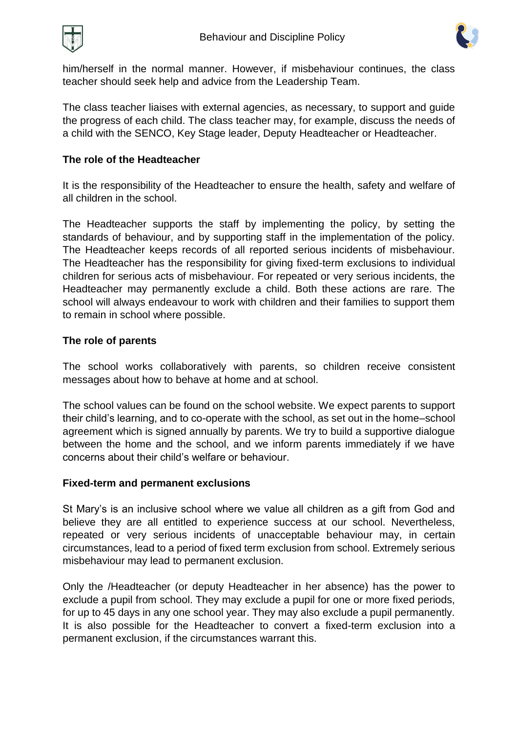him/herself in the normal manner. However, if misbehaviour continues, the class teacher should seek help and advice from the Leadership Team.

The class teacher liaises with external agencies, as necessary, to support and guide the progress of each child. The class teacher may, for example, discuss the needs of a child with the SENCO, Key Stage leader, Deputy Headteacher or Headteacher.

**The role of the Headteacher**

It is the responsibility of the Headteacher to ensure the health, safety and welfare of all children in the school.

The Headteacher supports the staff by implementing the policy, by setting the standards of behaviour, and by supporting staff in the implementation of the policy. The Headteacher keeps records of all reported serious incidents of misbehaviour. The Headteacher has the responsibility for giving fixed-term exclusions to individual children for serious acts of misbehaviour. For repeated or very serious incidents, the Headteacher may permanently exclude a child. Both these actions are rare. The school will always endeavour to work with children and their families to support them to remain in school where possible.

**The role of parents**

The school works collaboratively with parents, so children receive consistent messages about how to behave at home and at school.

The school values can be found on the school website. We expect parents to support their child's learning, and to co-operate with the school, as set out in the home–school agreement which is signed annually by parents. We try to build a supportive dialogue between the home and the school, and we inform parents immediately if we have concerns about their child's welfare or behaviour.

**Fixed-term and permanent exclusions**

St Mary's is an inclusive school where we value all children as a gift from God and believe they are all entitled to experience success at our school. Nevertheless, repeated or very serious incidents of unacceptable behaviour may, in certain circumstances, lead to a period of fixed term exclusion from school. Extremely serious misbehaviour may lead to permanent exclusion.

Only the /Headteacher (or deputy Headteacher in her absence) has the power to exclude a pupil from school. They may exclude a pupil for one or more fixed periods, for up to 45 days in any one school year. They may also exclude a pupil permanently. It is also possible for the Headteacher to convert a fixed-term exclusion into a permanent exclusion, if the circumstances warrant this.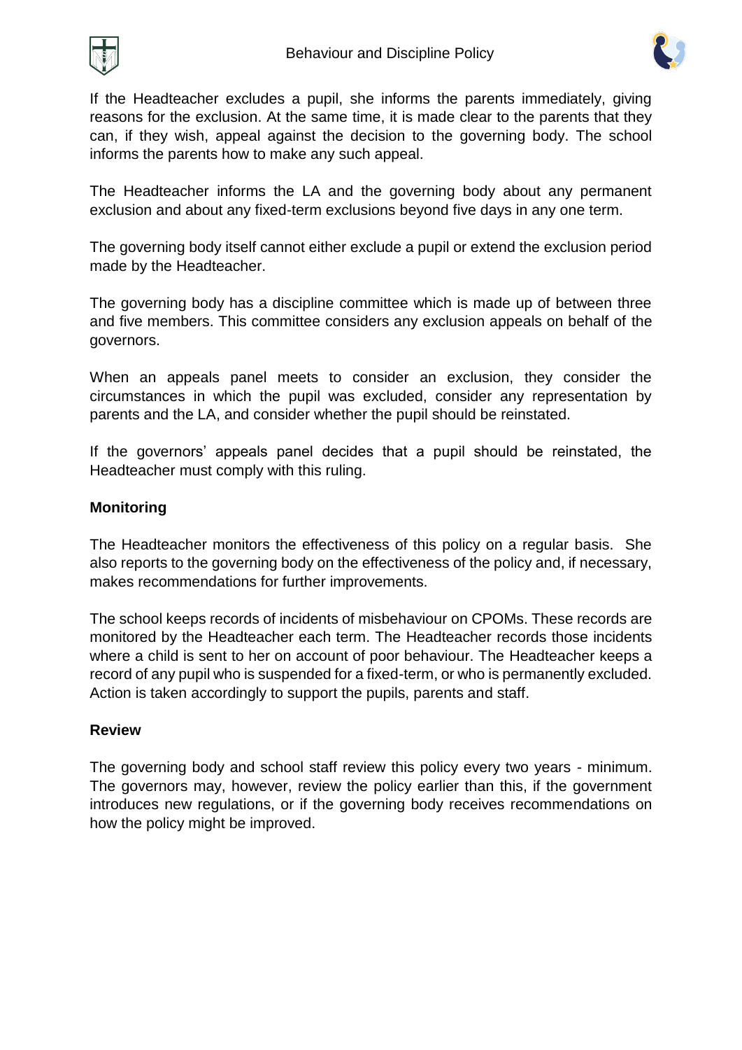If the Headteacher excludes a pupil, she informs the parents immediately, giving reasons for the exclusion. At the same time, it is made clear to the parents that they can, if they wish, appeal against the decision to the governing body. The school informs the parents how to make any such appeal.

The Headteacher informs the LA and the governing body about any permanent exclusion and about any fixed-term exclusions beyond five days in any one term.

The governing body itself cannot either exclude a pupil or extend the exclusion period made by the Headteacher.

The governing body has a discipline committee which is made up of between three and five members. This committee considers any exclusion appeals on behalf of the governors.

When an appeals panel meets to consider an exclusion, they consider the circumstances in which the pupil was excluded, consider any representation by parents and the LA, and consider whether the pupil should be reinstated.

If the governors' appeals panel decides that a pupil should be reinstated, the Headteacher must comply with this ruling.

**Monitoring**

The Headteacher monitors the effectiveness of this policy on a regular basis. She also reports to the governing body on the effectiveness of the policy and, if necessary, makes recommendations for further improvements.

The school keeps records of incidents of misbehaviour on CPOMs. These records are monitored by the Headteacher each term. The Headteacher records those incidents where a child is sent to her on account of poor behaviour. The Headteacher keeps a record of any pupil who is suspended for a fixed-term, or who is permanently excluded. Action is taken accordingly to support the pupils, parents and staff.

**Review**

The governing body and school staff review this policy every two years - minimum. The governors may, however, review the policy earlier than this, if the government introduces new regulations, or if the governing body receives recommendations on how the policy might be improved.